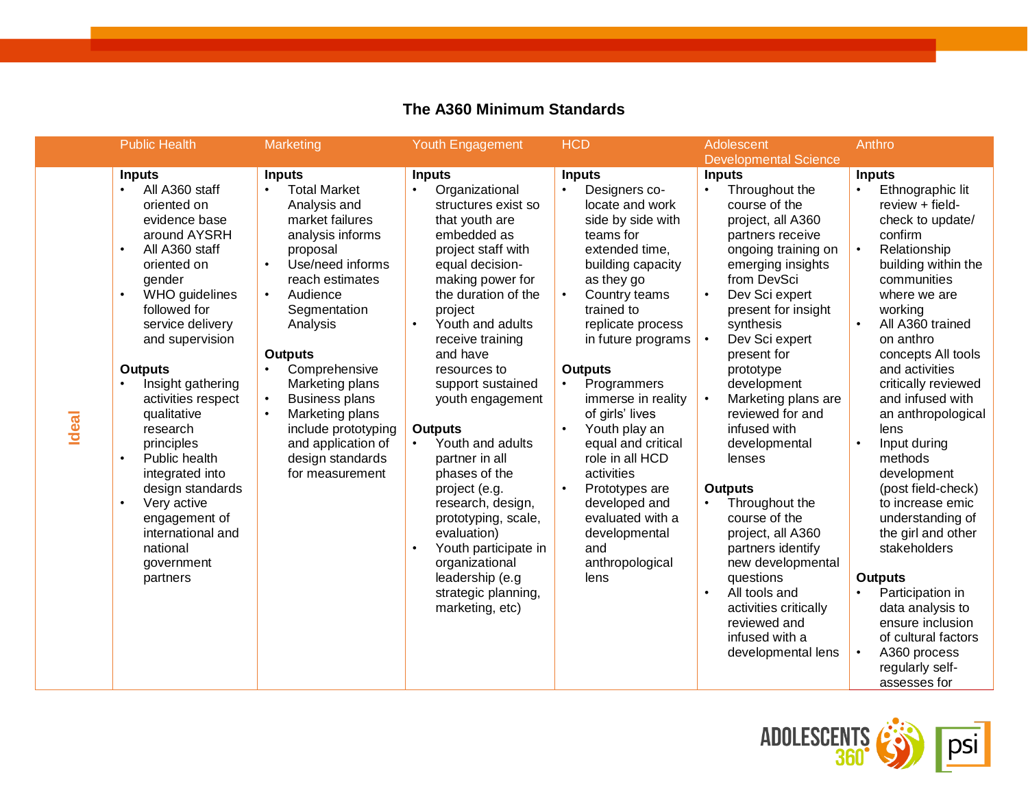## The A360 Minimum Standards

| | Public Health | Marketing | Youth Engagement | HCD | Adolescent Developmental Science | Anthro |
|---|---|---|---|---|---|---|
| Ideal | **Inputs**<br>• All A360 staff oriented on evidence base around AYSRH<br>• All A360 staff oriented on gender<br>• WHO guidelines followed for service delivery and supervision<br><br>**Outputs**<br>• Insight gathering activities respect qualitative research principles<br>• Public health integrated into design standards<br>• Very active engagement of international and national government partners | **Inputs**<br>• Total Market Analysis and market failures analysis informs proposal<br>• Use/need informs reach estimates<br>• Audience Segmentation Analysis<br><br>**Outputs**<br>• Comprehensive Marketing plans<br>• Business plans<br>• Marketing plans include prototyping and application of design standards for measurement | **Inputs**<br>• Organizational structures exist so that youth are embedded as project staff with equal decision-making power for the duration of the project<br>• Youth and adults receive training and have resources to support sustained youth engagement<br><br>**Outputs**<br>• Youth and adults partner in all phases of the project (e.g. research, design, prototyping, scale, evaluation)<br>• Youth participate in organizational leadership (e.g strategic planning, marketing, etc) | **Inputs**<br>• Designers co-locate and work side by side with teams for extended time, building capacity as they go<br>• Country teams trained to replicate process in future programs<br><br>**Outputs**<br>• Programmers immerse in reality of girls' lives<br>• Youth play an equal and critical role in all HCD activities<br>• Prototypes are developed and evaluated with a developmental and anthropological lens | **Inputs**<br>• Throughout the course of the project, all A360 partners receive ongoing training on emerging insights from DevSci<br>• Dev Sci expert present for insight synthesis<br>• Dev Sci expert present for prototype development<br>• Marketing plans are reviewed for and infused with developmental lenses<br><br>**Outputs**<br>• Throughout the course of the project, all A360 partners identify new developmental questions<br>• All tools and activities critically reviewed and infused with a developmental lens | **Inputs**<br>• Ethnographic lit review + field-check to update/ confirm<br>• Relationship building within the communities where we are working<br>• All A360 trained on anthro concepts All tools and activities critically reviewed and infused with an anthropological lens<br>• Input during methods development (post field-check) to increase emic understanding of the girl and other stakeholders<br><br>**Outputs**<br>• Participation in data analysis to ensure inclusion of cultural factors<br>• A360 process regularly self-assesses for |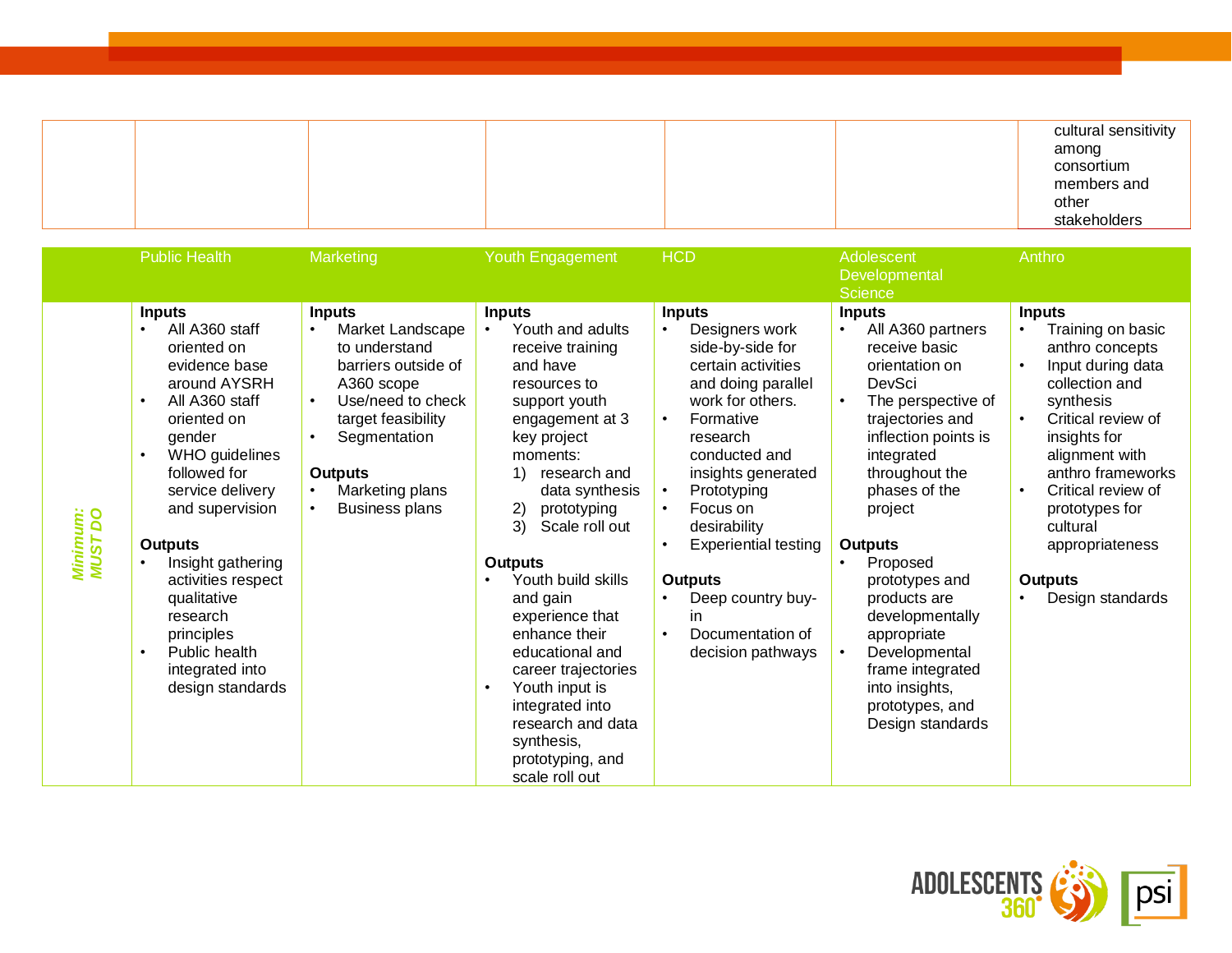| | | | | | | |
|---|---|---|---|---|---|---|
| | | | | | | cultural sensitivity among consortium members and other stakeholders |

| | Public Health | Marketing | Youth Engagement | HCD | Adolescent Developmental Science | Anthro |
|---|---|---|---|---|---|---|
| *Minimum: MUST DO* | **Inputs**<br>• All A360 staff oriented on evidence base around AYSRH<br>• All A360 staff oriented on gender<br>• WHO guidelines followed for service delivery and supervision<br><br>**Outputs**<br>• Insight gathering activities respect qualitative research principles<br>• Public health integrated into design standards | **Inputs**<br>• Market Landscape to understand barriers outside of A360 scope<br>• Use/need to check target feasibility<br>• Segmentation<br><br>**Outputs**<br>• Marketing plans<br>• Business plans | **Inputs**<br>• Youth and adults receive training and have resources to support youth engagement at 3 key project moments:<br>1) research and data synthesis<br>2) prototyping<br>3) Scale roll out<br><br>**Outputs**<br>• Youth build skills and gain experience that enhance their educational and career trajectories<br>• Youth input is integrated into research and data synthesis, prototyping, and scale roll out | **Inputs**<br>• Designers work side-by-side for certain activities and doing parallel work for others.<br>• Formative research conducted and insights generated<br>• Prototyping<br>• Focus on desirability<br>• Experiential testing<br><br>**Outputs**<br>• Deep country buy-in<br>• Documentation of decision pathways | **Inputs**<br>• All A360 partners receive basic orientation on DevSci<br>• The perspective of trajectories and inflection points is integrated throughout the phases of the project<br><br>**Outputs**<br>• Proposed prototypes and products are developmentally appropriate<br>• Developmental frame integrated into insights, prototypes, and Design standards | **Inputs**<br>• Training on basic anthro concepts<br>• Input during data collection and synthesis<br>• Critical review of insights for alignment with anthro frameworks<br>• Critical review of prototypes for cultural appropriateness<br><br>**Outputs**<br>• Design standards |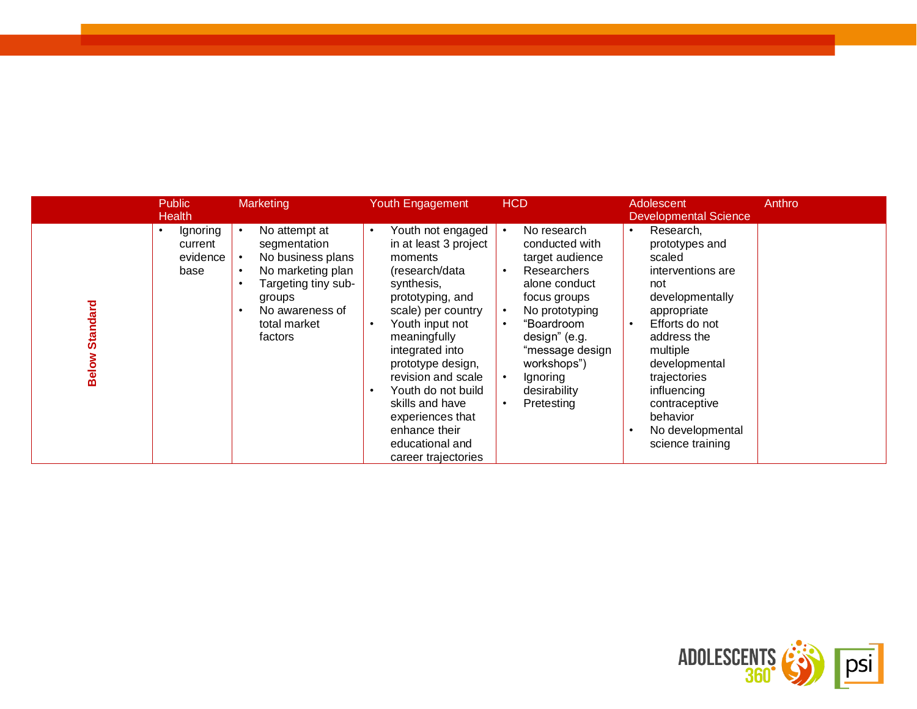| | Public Health | Marketing | Youth Engagement | HCD | Adolescent Developmental Science | Anthro |
|---|---|---|---|---|---|---|
| **Below Standard** | • Ignoring current evidence base | • No attempt at segmentation<br>• No business plans<br>• No marketing plan<br>• Targeting tiny sub-groups<br>• No awareness of total market factors | • Youth not engaged in at least 3 project moments (research/data synthesis, prototyping, and scale) per country<br>• Youth input not meaningfully integrated into prototype design, revision and scale<br>• Youth do not build skills and have experiences that enhance their educational and career trajectories | • No research conducted with target audience<br>• Researchers alone conduct focus groups<br>• No prototyping<br>• "Boardroom design" (e.g. "message design workshops")<br>• Ignoring desirability<br>• Pretesting | • Research, prototypes and scaled interventions are not developmentally appropriate<br>• Efforts do not address the multiple developmental trajectories influencing contraceptive behavior<br>• No developmental science training | |